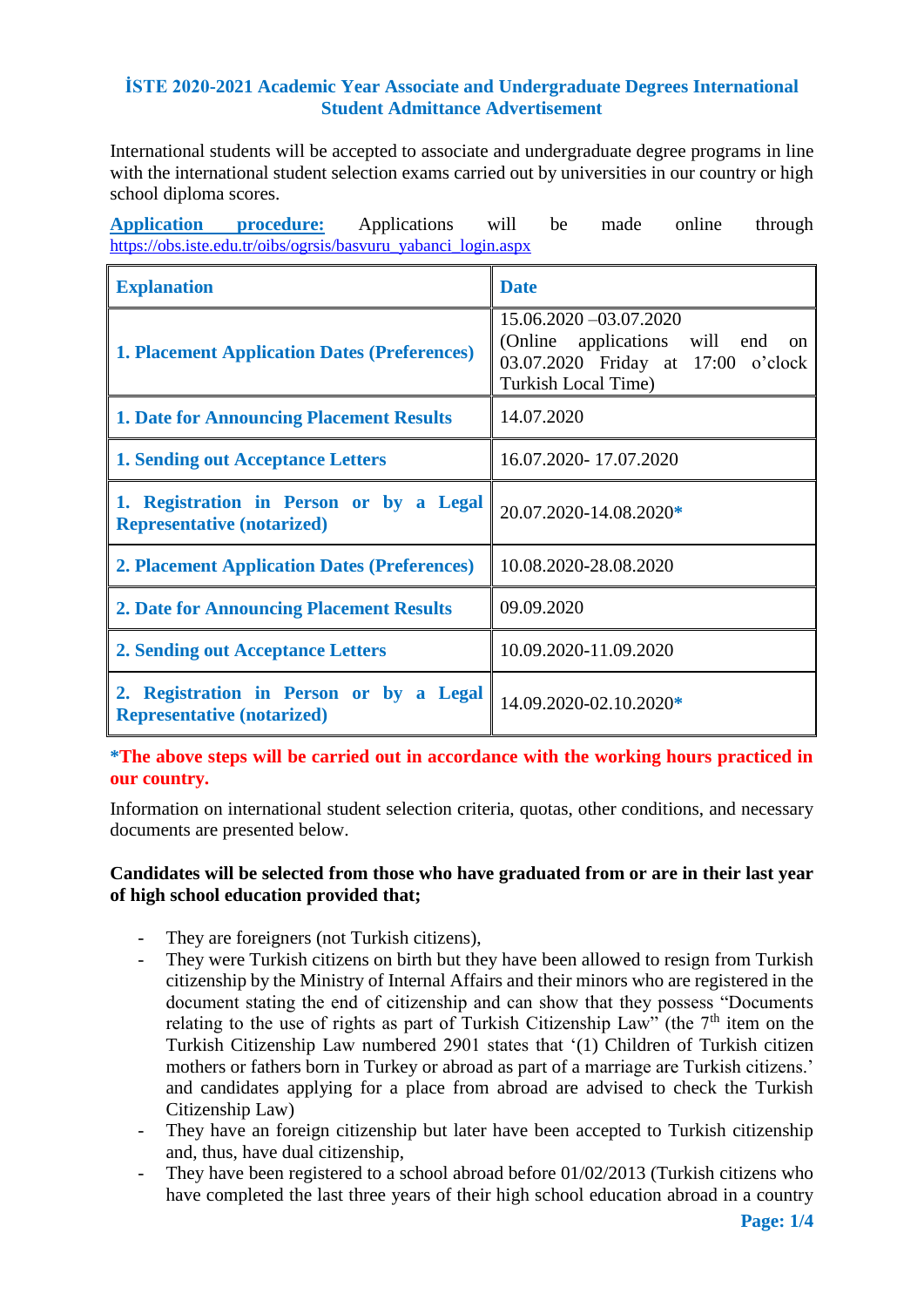## İSTE 2020-2021 Academic Year Associate and Undergraduate Degrees International Student Admittance Advertisement

International students will be accepted to associate and undergraduate degree programs in line with the international student selection exams carried out by universities in our country or high school diploma scores.

**Application procedure:** Applications will be made online through https://obs.iste.edu.tr/oibs/ogrsis/basvuru_yabanci_login.aspx

| Explanation | Date |
|---|---|
| **1. Placement Application Dates (Preferences)** | 15.06.2020 –03.07.2020 (Online applications will end on 03.07.2020 Friday at 17:00 o'clock Turkish Local Time) |
| **1. Date for Announcing Placement Results** | 14.07.2020 |
| **1. Sending out Acceptance Letters** | 16.07.2020- 17.07.2020 |
| **1. Registration in Person or by a Legal Representative (notarized)** | 20.07.2020-14.08.2020* |
| **2. Placement Application Dates (Preferences)** | 10.08.2020-28.08.2020 |
| **2. Date for Announcing Placement Results** | 09.09.2020 |
| **2. Sending out Acceptance Letters** | 10.09.2020-11.09.2020 |
| **2. Registration in Person or by a Legal Representative (notarized)** | 14.09.2020-02.10.2020* |

***The above steps will be carried out in accordance with the working hours practiced in our country.**

Information on international student selection criteria, quotas, other conditions, and necessary documents are presented below.

**Candidates will be selected from those who have graduated from or are in their last year of high school education provided that;**

- They are foreigners (not Turkish citizens),
- They were Turkish citizens on birth but they have been allowed to resign from Turkish citizenship by the Ministry of Internal Affairs and their minors who are registered in the document stating the end of citizenship and can show that they possess "Documents relating to the use of rights as part of Turkish Citizenship Law" (the 7th item on the Turkish Citizenship Law numbered 2901 states that '(1) Children of Turkish citizen mothers or fathers born in Turkey or abroad as part of a marriage are Turkish citizens.' and candidates applying for a place from abroad are advised to check the Turkish Citizenship Law)
- They have an foreign citizenship but later have been accepted to Turkish citizenship and, thus, have dual citizenship,
- They have been registered to a school abroad before 01/02/2013 (Turkish citizens who have completed the last three years of their high school education abroad in a country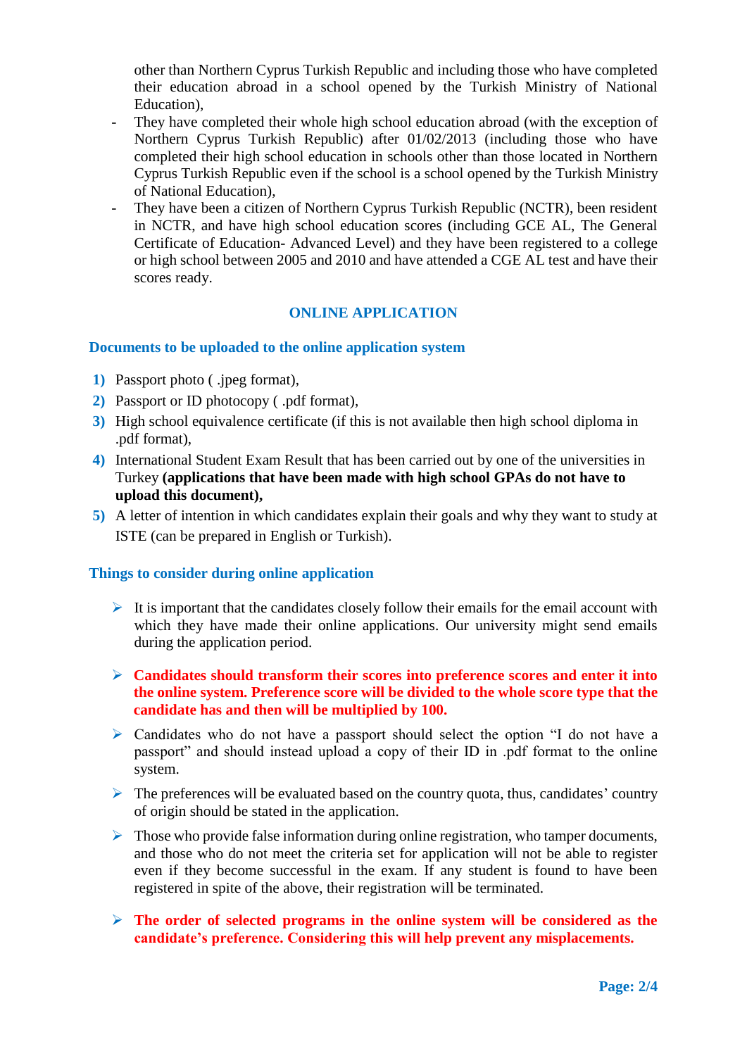other than Northern Cyprus Turkish Republic and including those who have completed their education abroad in a school opened by the Turkish Ministry of National Education),

- They have completed their whole high school education abroad (with the exception of Northern Cyprus Turkish Republic) after 01/02/2013 (including those who have completed their high school education in schools other than those located in Northern Cyprus Turkish Republic even if the school is a school opened by the Turkish Ministry of National Education),
- They have been a citizen of Northern Cyprus Turkish Republic (NCTR), been resident in NCTR, and have high school education scores (including GCE AL, The General Certificate of Education- Advanced Level) and they have been registered to a college or high school between 2005 and 2010 and have attended a CGE AL test and have their scores ready.

## ONLINE APPLICATION

### Documents to be uploaded to the online application system

1) Passport photo ( .jpeg format),
2) Passport or ID photocopy ( .pdf format),
3) High school equivalence certificate (if this is not available then high school diploma in .pdf format),
4) International Student Exam Result that has been carried out by one of the universities in Turkey **(applications that have been made with high school GPAs do not have to upload this document),**
5) A letter of intention in which candidates explain their goals and why they want to study at ISTE (can be prepared in English or Turkish).

### Things to consider during online application

- It is important that the candidates closely follow their emails for the email account with which they have made their online applications. Our university might send emails during the application period.
- **Candidates should transform their scores into preference scores and enter it into the online system. Preference score will be divided to the whole score type that the candidate has and then will be multiplied by 100.**
- Candidates who do not have a passport should select the option “I do not have a passport” and should instead upload a copy of their ID in .pdf format to the online system.
- The preferences will be evaluated based on the country quota, thus, candidates’ country of origin should be stated in the application.
- Those who provide false information during online registration, who tamper documents, and those who do not meet the criteria set for application will not be able to register even if they become successful in the exam. If any student is found to have been registered in spite of the above, their registration will be terminated.
- **The order of selected programs in the online system will be considered as the candidate’s preference. Considering this will help prevent any misplacements.**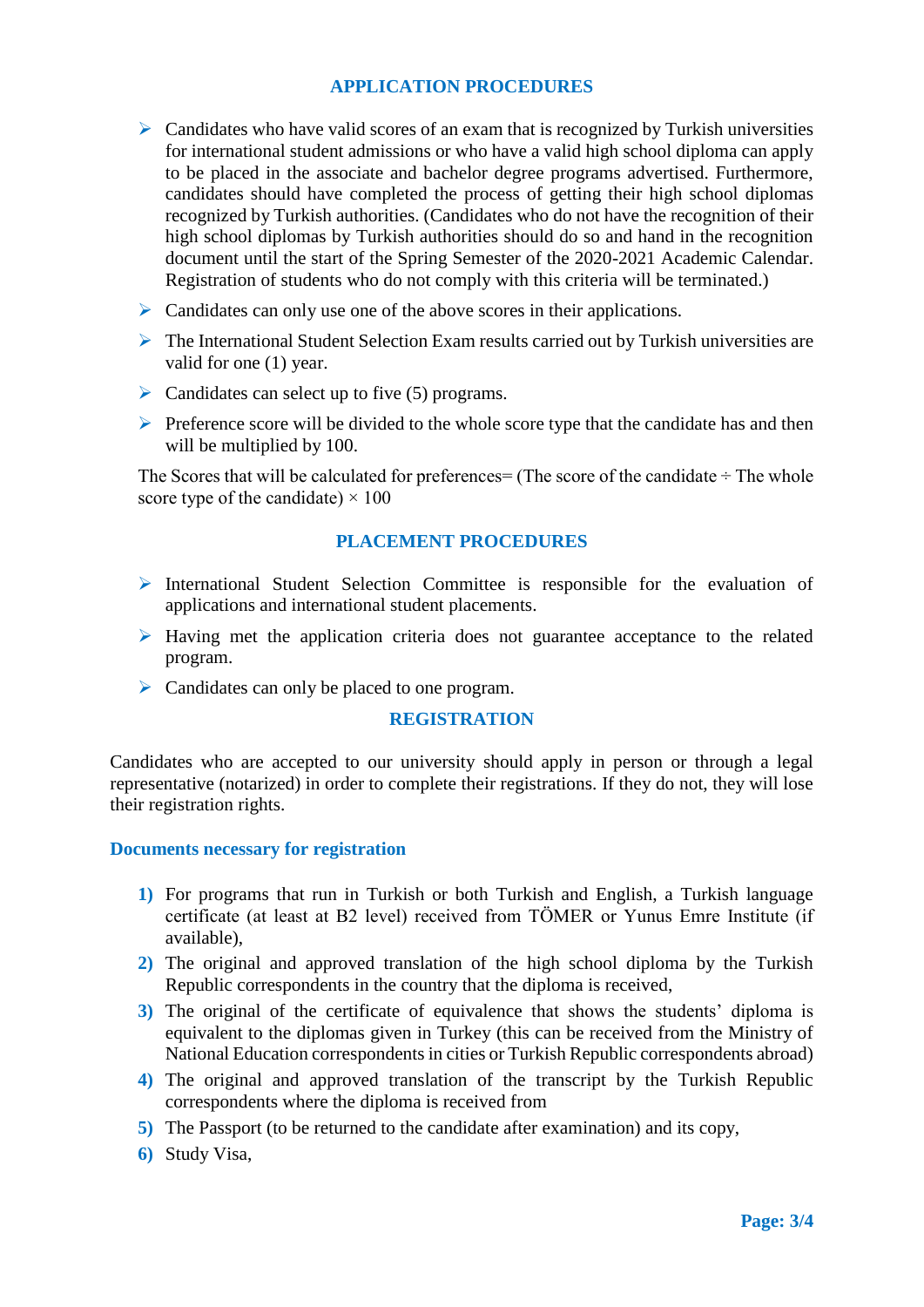## APPLICATION PROCEDURES

- Candidates who have valid scores of an exam that is recognized by Turkish universities for international student admissions or who have a valid high school diploma can apply to be placed in the associate and bachelor degree programs advertised. Furthermore, candidates should have completed the process of getting their high school diplomas recognized by Turkish authorities. (Candidates who do not have the recognition of their high school diplomas by Turkish authorities should do so and hand in the recognition document until the start of the Spring Semester of the 2020-2021 Academic Calendar. Registration of students who do not comply with this criteria will be terminated.)
- Candidates can only use one of the above scores in their applications.
- The International Student Selection Exam results carried out by Turkish universities are valid for one (1) year.
- Candidates can select up to five (5) programs.
- Preference score will be divided to the whole score type that the candidate has and then will be multiplied by 100.

The Scores that will be calculated for preferences= (The score of the candidate ÷ The whole score type of the candidate) × 100

## PLACEMENT PROCEDURES

- International Student Selection Committee is responsible for the evaluation of applications and international student placements.
- Having met the application criteria does not guarantee acceptance to the related program.
- Candidates can only be placed to one program.

## REGISTRATION

Candidates who are accepted to our university should apply in person or through a legal representative (notarized) in order to complete their registrations. If they do not, they will lose their registration rights.

### Documents necessary for registration

1) For programs that run in Turkish or both Turkish and English, a Turkish language certificate (at least at B2 level) received from TÖMER or Yunus Emre Institute (if available),
2) The original and approved translation of the high school diploma by the Turkish Republic correspondents in the country that the diploma is received,
3) The original of the certificate of equivalence that shows the students' diploma is equivalent to the diplomas given in Turkey (this can be received from the Ministry of National Education correspondents in cities or Turkish Republic correspondents abroad)
4) The original and approved translation of the transcript by the Turkish Republic correspondents where the diploma is received from
5) The Passport (to be returned to the candidate after examination) and its copy,
6) Study Visa,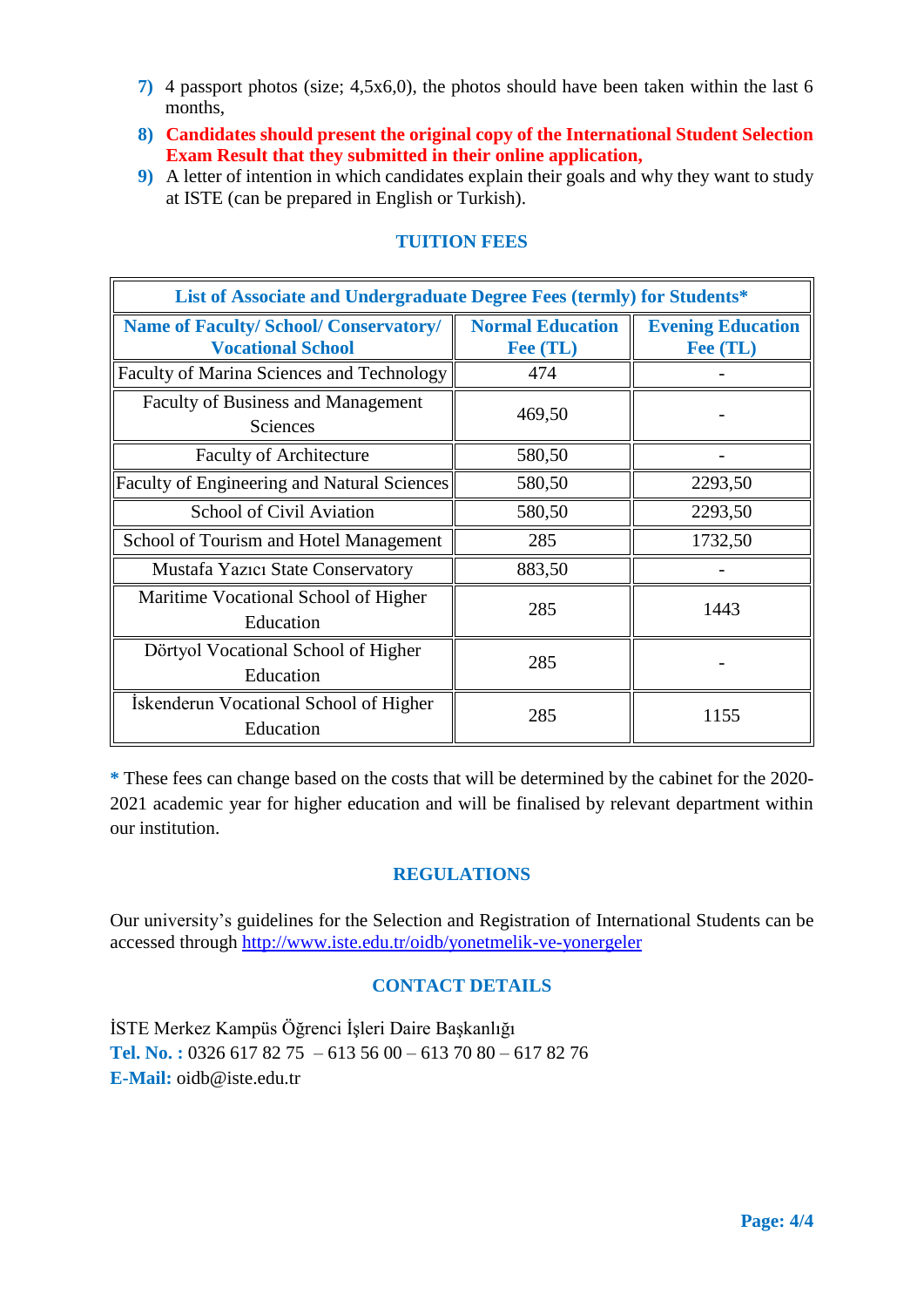7) 4 passport photos (size; 4,5x6,0), the photos should have been taken within the last 6 months,
8) **Candidates should present the original copy of the International Student Selection Exam Result that they submitted in their online application,**
9) A letter of intention in which candidates explain their goals and why they want to study at ISTE (can be prepared in English or Turkish).

## TUITION FEES

| List of Associate and Undergraduate Degree Fees (termly) for Students* | | |
|---|---|---|
| **Name of Faculty/ School/ Conservatory/ Vocational School** | **Normal Education Fee (TL)** | **Evening Education Fee (TL)** |
| Faculty of Marina Sciences and Technology | 474 | - |
| Faculty of Business and Management Sciences | 469,50 | - |
| Faculty of Architecture | 580,50 | - |
| Faculty of Engineering and Natural Sciences | 580,50 | 2293,50 |
| School of Civil Aviation | 580,50 | 2293,50 |
| School of Tourism and Hotel Management | 285 | 1732,50 |
| Mustafa Yazıcı State Conservatory | 883,50 | - |
| Maritime Vocational School of Higher Education | 285 | 1443 |
| Dörtyol Vocational School of Higher Education | 285 | - |
| İskenderun Vocational School of Higher Education | 285 | 1155 |

* These fees can change based on the costs that will be determined by the cabinet for the 2020-2021 academic year for higher education and will be finalised by relevant department within our institution.

## REGULATIONS

Our university's guidelines for the Selection and Registration of International Students can be accessed through http://www.iste.edu.tr/oidb/yonetmelik-ve-yonergeler

## CONTACT DETAILS

İSTE Merkez Kampüs Öğrenci İşleri Daire Başkanlığı
**Tel. No. :** 0326 617 82 75 – 613 56 00 – 613 70 80 – 617 82 76
**E-Mail:** oidb@iste.edu.tr